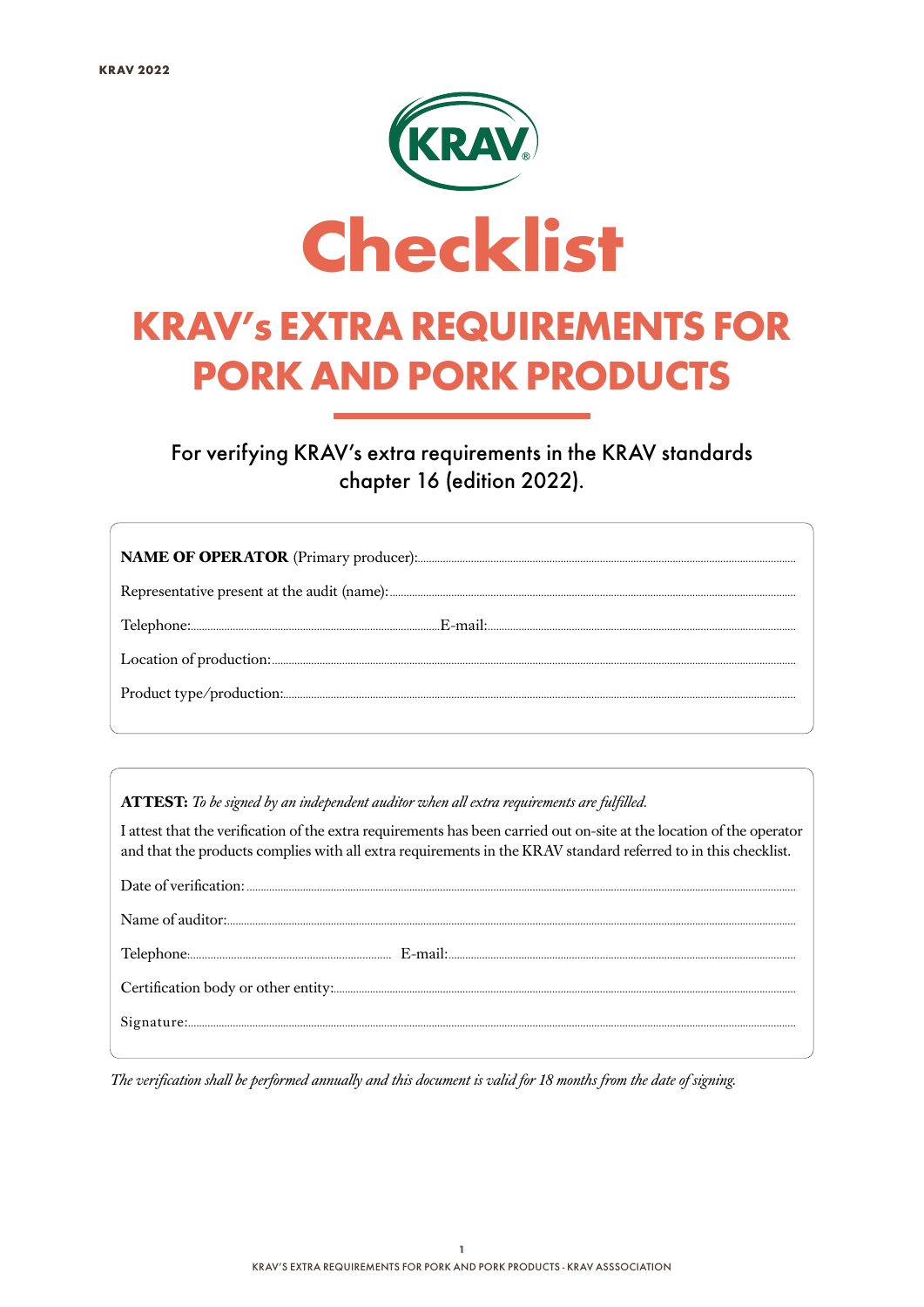# Checklist

## KRAV's EXTRA REQUIREMENTS FOR PORK AND PORK PRODUCTS

For verifying KRAV's extra requirements in the KRAV standards chapter 16 (edition 2022).

**NAME OF OPERATOR** (Primary producer):.................................................................

Representative present at the audit (name):.................................................................

Telephone:.......................................E-mail:.......................................

Location of production:.................................................................

Product type/production:.................................................................

**ATTEST:** *To be signed by an independent auditor when all extra requirements are fulfilled.*

I attest that the verification of the extra requirements has been carried out on-site at the location of the operator and that the products complies with all extra requirements in the KRAV standard referred to in this checklist.

Date of verification: .................................................................

Name of auditor:.................................................................

Telephone:....................................... E-mail:.......................................

Certification body or other entity:.................................................................

Signature:.................................................................

*The verification shall be performed annually and this document is valid for 18 months from the date of signing.*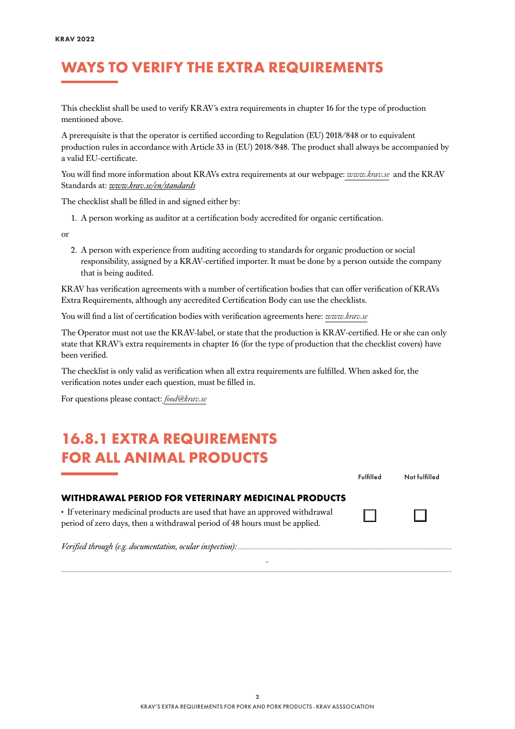# WAYS TO VERIFY THE EXTRA REQUIREMENTS

This checklist shall be used to verify KRAV´s extra requirements in chapter 16 for the type of production mentioned above.

A prerequisite is that the operator is certified according to Regulation (EU) 2018/848 or to equivalent production rules in accordance with Article 33 in (EU) 2018/848. The product shall always be accompanied by a valid EU-certificate.

You will find more information about KRAVs extra requirements at our webpage: *www.krav.se* and the KRAV Standards at: *www.krav.se/en/standards*

The checklist shall be filled in and signed either by:

1. A person working as auditor at a certification body accredited for organic certification.

or

2. A person with experience from auditing according to standards for organic production or social responsibility, assigned by a KRAV-certified importer. It must be done by a person outside the company that is being audited.

KRAV has verification agreements with a number of certification bodies that can offer verification of KRAVs Extra Requirements, although any accredited Certification Body can use the checklists.

You will find a list of certification bodies with verification agreements here: *www.krav.se*

The Operator must not use the KRAV-label, or state that the production is KRAV-certified. He or she can only state that KRAV´s extra requirements in chapter 16 (for the type of production that the checklist covers) have been verified.

The checklist is only valid as verification when all extra requirements are fulfilled. When asked for, the verification notes under each question, must be filled in.

For questions please contact: *food@krav.se*

# 16.8.1 EXTRA REQUIREMENTS FOR ALL ANIMAL PRODUCTS

| | Fulfilled | Not fulfilled |
|---|---|---|
| **WITHDRAWAL PERIOD FOR VETERINARY MEDICINAL PRODUCTS** | | |
| • If veterinary medicinal products are used that have an approved withdrawal period of zero days, then a withdrawal period of 48 hours must be applied. | ☐ | ☐ |

*Verified through (e.g. documentation, ocular inspection):* ..............................................................

..............................................................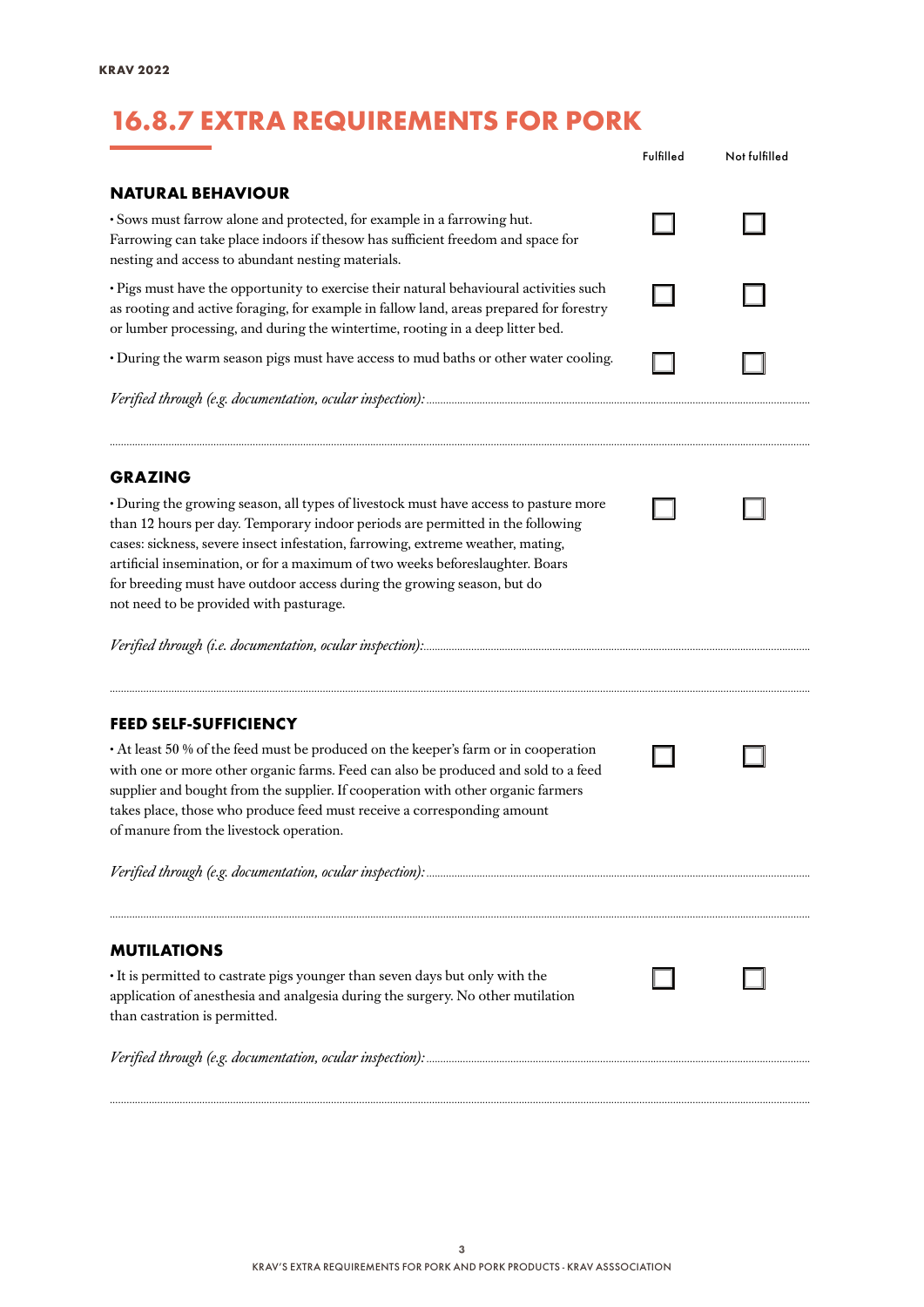# 16.8.7 EXTRA REQUIREMENTS FOR PORK

| | Fulfilled | Not fulfilled |
|---|---|---|
| **NATURAL BEHAVIOUR** | | |
| • Sows must farrow alone and protected, for example in a farrowing hut. Farrowing can take place indoors if thesow has sufficient freedom and space for nesting and access to abundant nesting materials. | ☐ | ☐ |
| • Pigs must have the opportunity to exercise their natural behavioural activities such as rooting and active foraging, for example in fallow land, areas prepared for forestry or lumber processing, and during the wintertime, rooting in a deep litter bed. | ☐ | ☐ |
| • During the warm season pigs must have access to mud baths or other water cooling. | ☐ | ☐ |

*Verified through (e.g. documentation, ocular inspection):* ..........

## GRAZING

| | Fulfilled | Not fulfilled |
|---|---|---|
| • During the growing season, all types of livestock must have access to pasture more than 12 hours per day. Temporary indoor periods are permitted in the following cases: sickness, severe insect infestation, farrowing, extreme weather, mating, artificial insemination, or for a maximum of two weeks beforeslaughter. Boars for breeding must have outdoor access during the growing season, but do not need to be provided with pasturage. | ☐ | ☐ |

*Verified through (i.e. documentation, ocular inspection):* ..........

## FEED SELF-SUFFICIENCY

| | Fulfilled | Not fulfilled |
|---|---|---|
| • At least 50 % of the feed must be produced on the keeper's farm or in cooperation with one or more other organic farms. Feed can also be produced and sold to a feed supplier and bought from the supplier. If cooperation with other organic farmers takes place, those who produce feed must receive a corresponding amount of manure from the livestock operation. | ☐ | ☐ |

*Verified through (e.g. documentation, ocular inspection):* ..........

## MUTILATIONS

| | Fulfilled | Not fulfilled |
|---|---|---|
| • It is permitted to castrate pigs younger than seven days but only with the application of anesthesia and analgesia during the surgery. No other mutilation than castration is permitted. | ☐ | ☐ |

*Verified through (e.g. documentation, ocular inspection):* ..........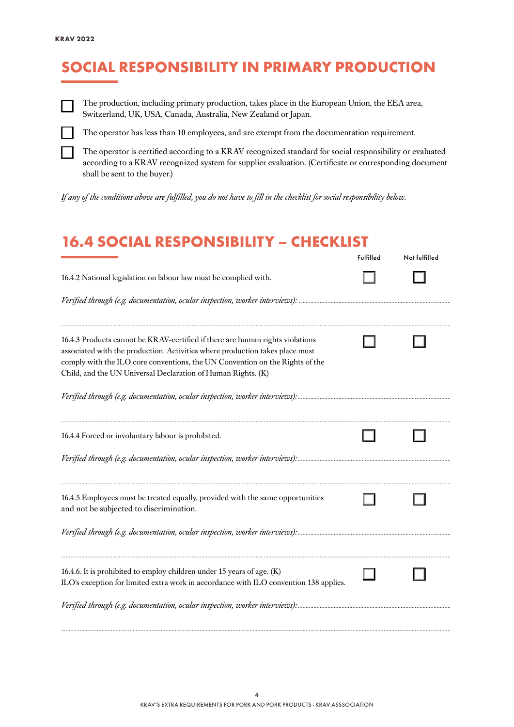## SOCIAL RESPONSIBILITY IN PRIMARY PRODUCTION

- ☐ The production, including primary production, takes place in the European Union, the EEA area, Switzerland, UK, USA, Canada, Australia, New Zealand or Japan.
- ☐ The operator has less than 10 employees, and are exempt from the documentation requirement.
- ☐ The operator is certified according to a KRAV recognized standard for social responsibility or evaluated according to a KRAV recognized system for supplier evaluation. (Certificate or corresponding document shall be sent to the buyer.)

*If any of the conditions above are fulfilled, you do not have to fill in the checklist for social responsibility below.*

## 16.4 SOCIAL RESPONSIBILITY – CHECKLIST

| | Fulfilled | Not fulfilled |
|---|---|---|
| 16.4.2 National legislation on labour law must be complied with. | ☐ | ☐ |
| *Verified through (e.g. documentation, ocular inspection, worker interviews):* ............ | | |
| 16.4.3 Products cannot be KRAV-certified if there are human rights violations associated with the production. Activities where production takes place must comply with the ILO core conventions, the UN Convention on the Rights of the Child, and the UN Universal Declaration of Human Rights. (K) | ☐ | ☐ |
| *Verified through (e.g. documentation, ocular inspection, worker interviews):* ............ | | |
| 16.4.4 Forced or involuntary labour is prohibited. | ☐ | ☐ |
| *Verified through (e.g. documentation, ocular inspection, worker interviews):* ............ | | |
| 16.4.5 Employees must be treated equally, provided with the same opportunities and not be subjected to discrimination. | ☐ | ☐ |
| *Verified through (e.g. documentation, ocular inspection, worker interviews):* ............ | | |
| 16.4.6. It is prohibited to employ children under 15 years of age. (K) ILO's exception for limited extra work in accordance with ILO convention 138 applies. | ☐ | ☐ |
| *Verified through (e.g. documentation, ocular inspection, worker interviews):* ............ | | |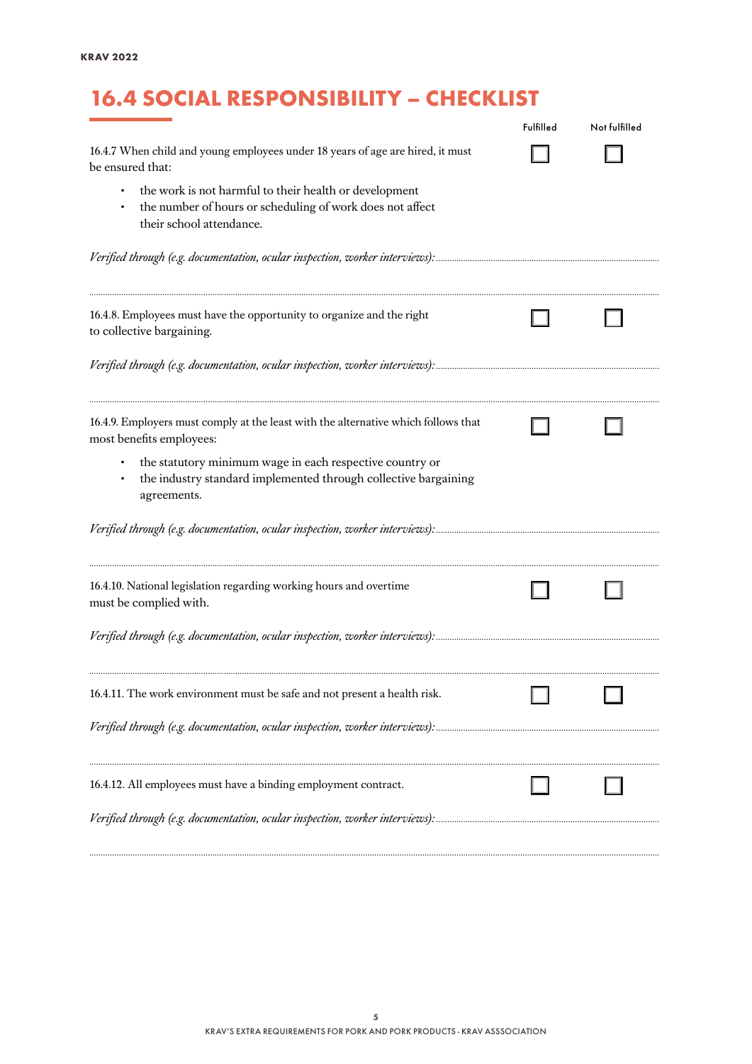# 16.4 SOCIAL RESPONSIBILITY – CHECKLIST

| | Fulfilled | Not fulfilled |
|---|---|---|
| 16.4.7 When child and young employees under 18 years of age are hired, it must be ensured that:<br>• the work is not harmful to their health or development<br>• the number of hours or scheduling of work does not affect their school attendance. | ☐ | ☐ |
| *Verified through (e.g. documentation, ocular inspection, worker interviews):* | | |
| 16.4.8. Employees must have the opportunity to organize and the right to collective bargaining. | ☐ | ☐ |
| *Verified through (e.g. documentation, ocular inspection, worker interviews):* | | |
| 16.4.9. Employers must comply at the least with the alternative which follows that most benefits employees:<br>• the statutory minimum wage in each respective country or<br>• the industry standard implemented through collective bargaining agreements. | ☐ | ☐ |
| *Verified through (e.g. documentation, ocular inspection, worker interviews):* | | |
| 16.4.10. National legislation regarding working hours and overtime must be complied with. | ☐ | ☐ |
| *Verified through (e.g. documentation, ocular inspection, worker interviews):* | | |
| 16.4.11. The work environment must be safe and not present a health risk. | ☐ | ☐ |
| *Verified through (e.g. documentation, ocular inspection, worker interviews):* | | |
| 16.4.12. All employees must have a binding employment contract. | ☐ | ☐ |
| *Verified through (e.g. documentation, ocular inspection, worker interviews):* | | |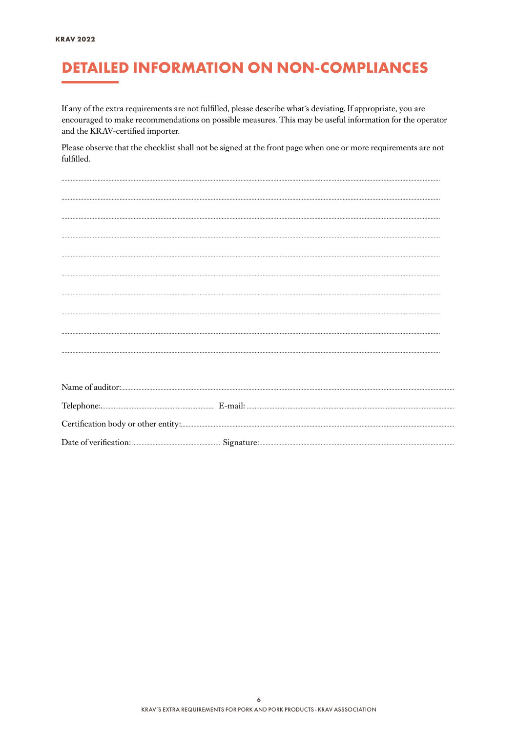# DETAILED INFORMATION ON NON-COMPLIANCES

If any of the extra requirements are not fulfilled, please describe what´s deviating. If appropriate, you are encouraged to make recommendations on possible measures. This may be useful information for the operator and the KRAV-certified importer.

Please observe that the checklist shall not be signed at the front page when one or more requirements are not fulfilled.

..............................................................................................................................................................................................................

..............................................................................................................................................................................................................

..............................................................................................................................................................................................................

..............................................................................................................................................................................................................

..............................................................................................................................................................................................................

..............................................................................................................................................................................................................

..............................................................................................................................................................................................................

..............................................................................................................................................................................................................

..............................................................................................................................................................................................................

..............................................................................................................................................................................................................

Name of auditor:..............................................................................................................................................................................

Telephone:.............................................................. E-mail: ..............................................................................................................

Certification body or other entity:...................................................................................................................................................

Date of verification: ............................................... Signature:..........................................................................................................